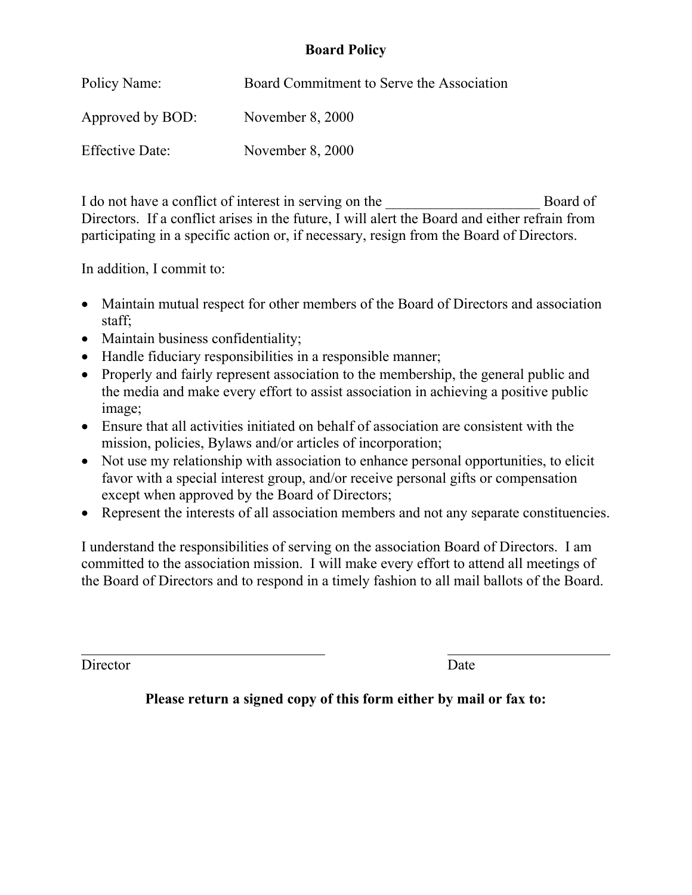# Board Policy

| | |
|---|---|
| Policy Name: | Board Commitment to Serve the Association |
| Approved by BOD: | November 8, 2000 |
| Effective Date: | November 8, 2000 |

I do not have a conflict of interest in serving on the _____________________ Board of Directors. If a conflict arises in the future, I will alert the Board and either refrain from participating in a specific action or, if necessary, resign from the Board of Directors.

In addition, I commit to:

- Maintain mutual respect for other members of the Board of Directors and association staff;
- Maintain business confidentiality;
- Handle fiduciary responsibilities in a responsible manner;
- Properly and fairly represent association to the membership, the general public and the media and make every effort to assist association in achieving a positive public image;
- Ensure that all activities initiated on behalf of association are consistent with the mission, policies, Bylaws and/or articles of incorporation;
- Not use my relationship with association to enhance personal opportunities, to elicit favor with a special interest group, and/or receive personal gifts or compensation except when approved by the Board of Directors;
- Represent the interests of all association members and not any separate constituencies.

I understand the responsibilities of serving on the association Board of Directors. I am committed to the association mission. I will make every effort to attend all meetings of the Board of Directors and to respond in a timely fashion to all mail ballots of the Board.

__________________________________ Director

______________________ Date

**Please return a signed copy of this form either by mail or fax to:**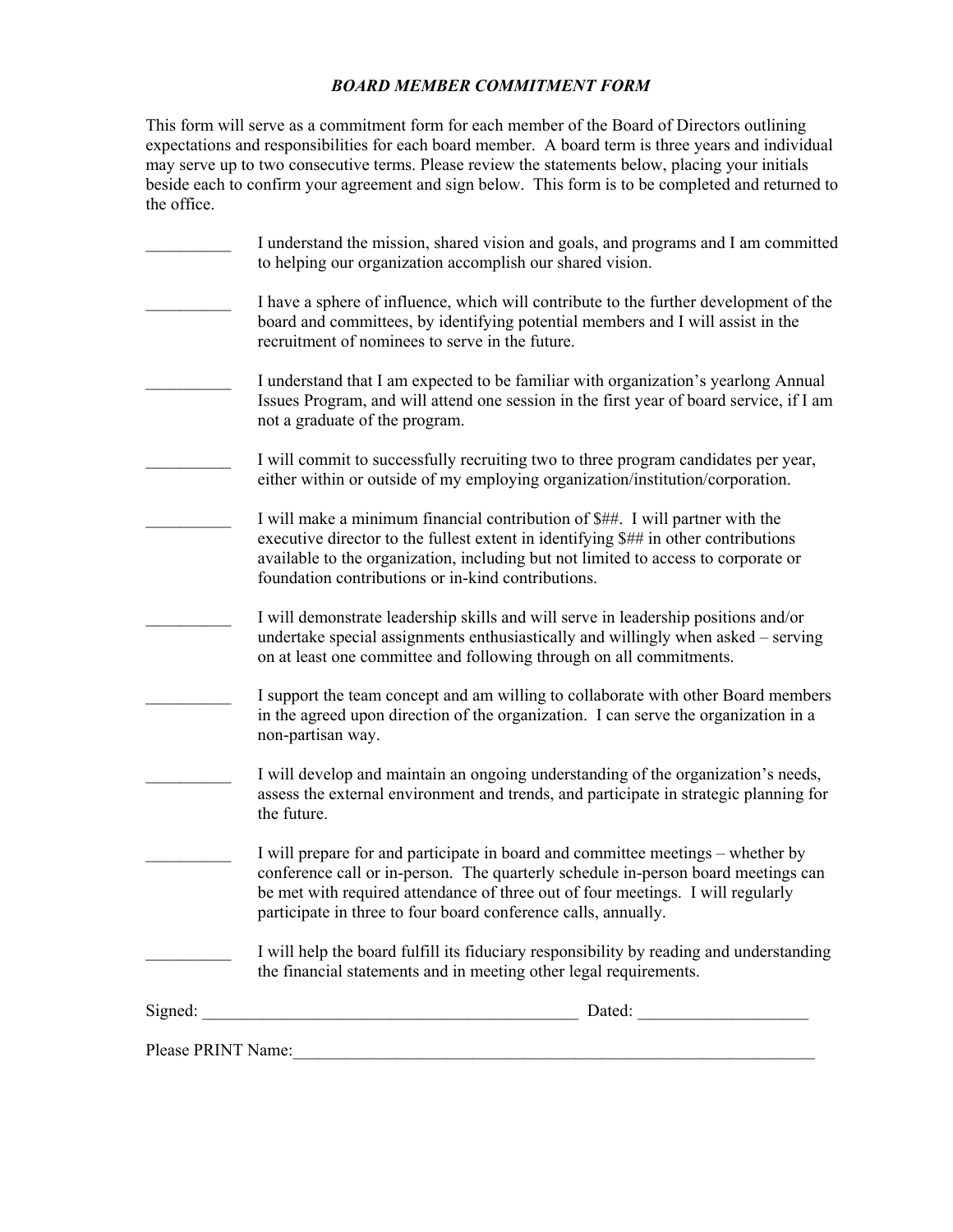### *BOARD MEMBER COMMITMENT FORM*

This form will serve as a commitment form for each member of the Board of Directors outlining expectations and responsibilities for each board member. A board term is three years and individual may serve up to two consecutive terms. Please review the statements below, placing your initials beside each to confirm your agreement and sign below. This form is to be completed and returned to the office.

__________ I understand the mission, shared vision and goals, and programs and I am committed to helping our organization accomplish our shared vision.

__________ I have a sphere of influence, which will contribute to the further development of the board and committees, by identifying potential members and I will assist in the recruitment of nominees to serve in the future.

__________ I understand that I am expected to be familiar with organization's yearlong Annual Issues Program, and will attend one session in the first year of board service, if I am not a graduate of the program.

__________ I will commit to successfully recruiting two to three program candidates per year, either within or outside of my employing organization/institution/corporation.

__________ I will make a minimum financial contribution of $##. I will partner with the executive director to the fullest extent in identifying $## in other contributions available to the organization, including but not limited to access to corporate or foundation contributions or in-kind contributions.

__________ I will demonstrate leadership skills and will serve in leadership positions and/or undertake special assignments enthusiastically and willingly when asked – serving on at least one committee and following through on all commitments.

__________ I support the team concept and am willing to collaborate with other Board members in the agreed upon direction of the organization. I can serve the organization in a non-partisan way.

__________ I will develop and maintain an ongoing understanding of the organization's needs, assess the external environment and trends, and participate in strategic planning for the future.

__________ I will prepare for and participate in board and committee meetings – whether by conference call or in-person. The quarterly schedule in-person board meetings can be met with required attendance of three out of four meetings. I will regularly participate in three to four board conference calls, annually.

__________ I will help the board fulfill its fiduciary responsibility by reading and understanding the financial statements and in meeting other legal requirements.

Signed: ____________________________________________ Dated: ____________________

Please PRINT Name:_________________________________________________________________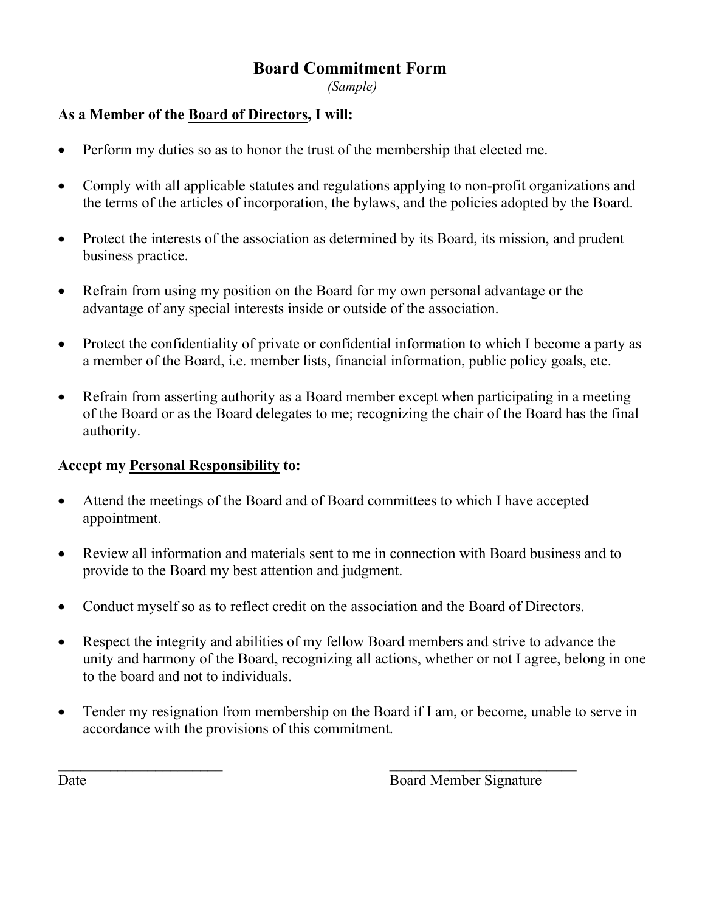# Board Commitment Form

*(Sample)*

**As a Member of the <u>Board of Directors</u>, I will:**

- Perform my duties so as to honor the trust of the membership that elected me.
- Comply with all applicable statutes and regulations applying to non-profit organizations and the terms of the articles of incorporation, the bylaws, and the policies adopted by the Board.
- Protect the interests of the association as determined by its Board, its mission, and prudent business practice.
- Refrain from using my position on the Board for my own personal advantage or the advantage of any special interests inside or outside of the association.
- Protect the confidentiality of private or confidential information to which I become a party as a member of the Board, i.e. member lists, financial information, public policy goals, etc.
- Refrain from asserting authority as a Board member except when participating in a meeting of the Board or as the Board delegates to me; recognizing the chair of the Board has the final authority.

**Accept my <u>Personal Responsibility</u> to:**

- Attend the meetings of the Board and of Board committees to which I have accepted appointment.
- Review all information and materials sent to me in connection with Board business and to provide to the Board my best attention and judgment.
- Conduct myself so as to reflect credit on the association and the Board of Directors.
- Respect the integrity and abilities of my fellow Board members and strive to advance the unity and harmony of the Board, recognizing all actions, whether or not I agree, belong in one to the board and not to individuals.
- Tender my resignation from membership on the Board if I am, or become, unable to serve in accordance with the provisions of this commitment.

______________________ ______________________

Date Board Member Signature